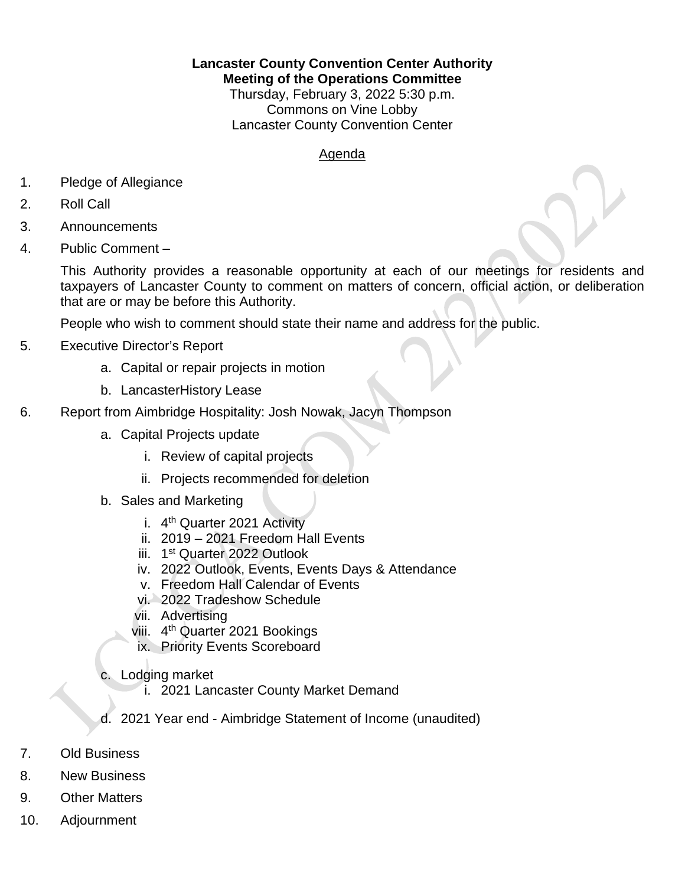**Lancaster County Convention Center Authority**
**Meeting of the Operations Committee**
Thursday, February 3, 2022 5:30 p.m.
Commons on Vine Lobby
Lancaster County Convention Center

<u>Agenda</u>

1. Pledge of Allegiance
2. Roll Call
3. Announcements
4. Public Comment –

   This Authority provides a reasonable opportunity at each of our meetings for residents and taxpayers of Lancaster County to comment on matters of concern, official action, or deliberation that are or may be before this Authority.

   People who wish to comment should state their name and address for the public.

5. Executive Director's Report
   a. Capital or repair projects in motion
   b. LancasterHistory Lease
6. Report from Aimbridge Hospitality: Josh Nowak, Jacyn Thompson
   a. Capital Projects update
      i. Review of capital projects
      ii. Projects recommended for deletion
   b. Sales and Marketing
      i. 4th Quarter 2021 Activity
      ii. 2019 – 2021 Freedom Hall Events
      iii. 1st Quarter 2022 Outlook
      iv. 2022 Outlook, Events, Events Days & Attendance
      v. Freedom Hall Calendar of Events
      vi. 2022 Tradeshow Schedule
      vii. Advertising
      viii. 4th Quarter 2021 Bookings
      ix. Priority Events Scoreboard
   c. Lodging market
      i. 2021 Lancaster County Market Demand
   d. 2021 Year end - Aimbridge Statement of Income (unaudited)
7. Old Business
8. New Business
9. Other Matters
10. Adjournment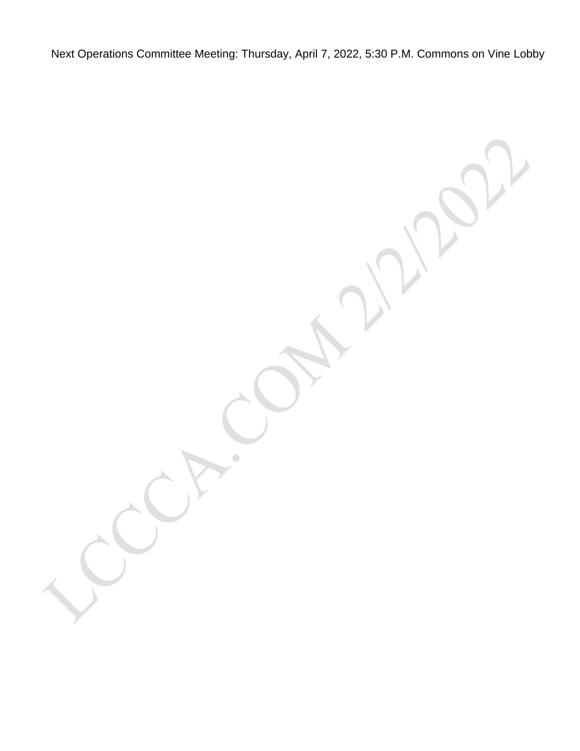Next Operations Committee Meeting: Thursday, April 7, 2022, 5:30 P.M. Commons on Vine Lobby